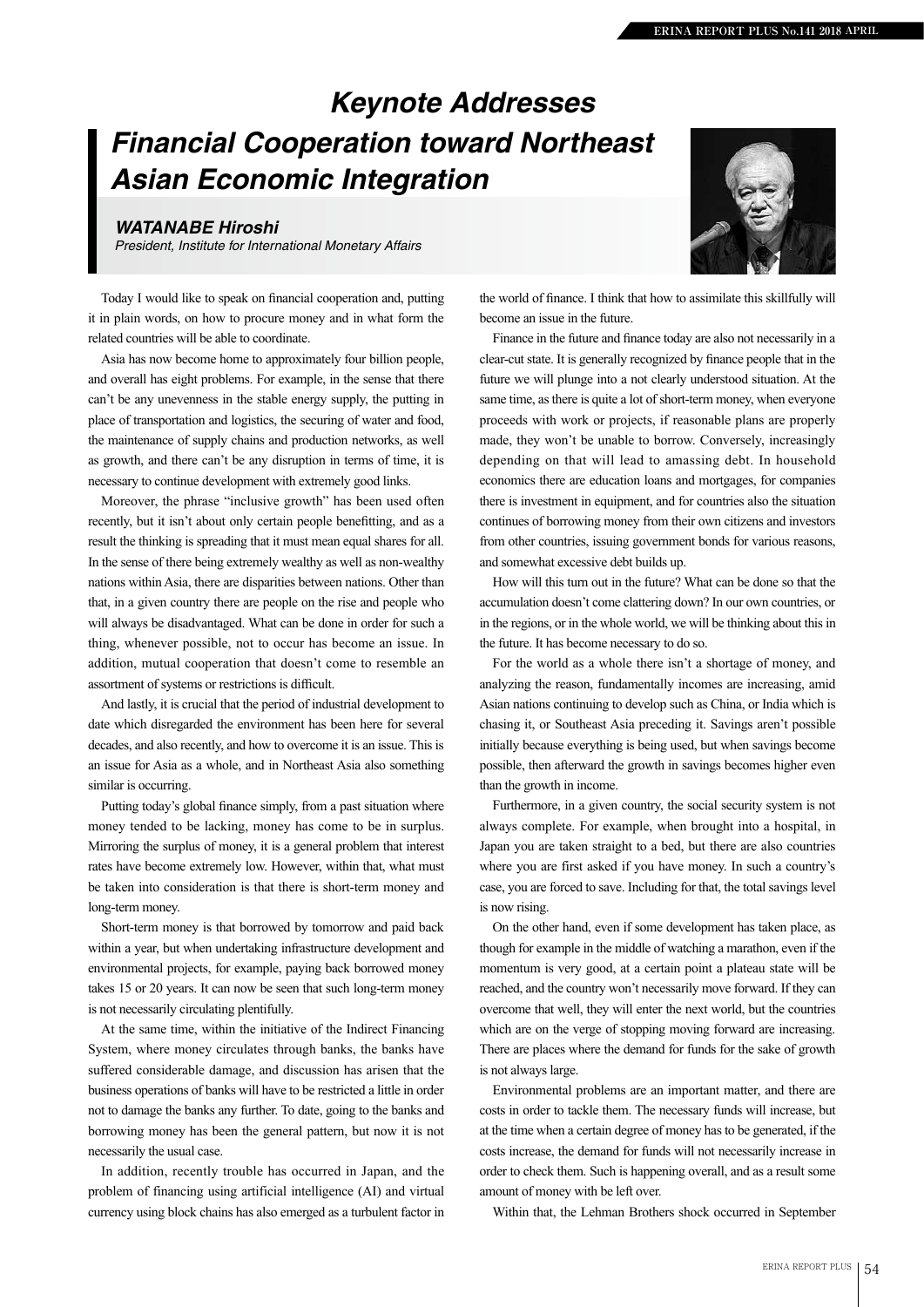# Keynote Addresses

## Financial Cooperation toward Northeast Asian Economic Integration

**WATANABE Hiroshi**

*President, Institute for International Monetary Affairs*

Today I would like to speak on financial cooperation and, putting it in plain words, on how to procure money and in what form the related countries will be able to coordinate.

Asia has now become home to approximately four billion people, and overall has eight problems. For example, in the sense that there can't be any unevenness in the stable energy supply, the putting in place of transportation and logistics, the securing of water and food, the maintenance of supply chains and production networks, as well as growth, and there can't be any disruption in terms of time, it is necessary to continue development with extremely good links.

Moreover, the phrase "inclusive growth" has been used often recently, but it isn't about only certain people benefitting, and as a result the thinking is spreading that it must mean equal shares for all. In the sense of there being extremely wealthy as well as non-wealthy nations within Asia, there are disparities between nations. Other than that, in a given country there are people on the rise and people who will always be disadvantaged. What can be done in order for such a thing, whenever possible, not to occur has become an issue. In addition, mutual cooperation that doesn't come to resemble an assortment of systems or restrictions is difficult.

And lastly, it is crucial that the period of industrial development to date which disregarded the environment has been here for several decades, and also recently, and how to overcome it is an issue. This is an issue for Asia as a whole, and in Northeast Asia also something similar is occurring.

Putting today's global finance simply, from a past situation where money tended to be lacking, money has come to be in surplus. Mirroring the surplus of money, it is a general problem that interest rates have become extremely low. However, within that, what must be taken into consideration is that there is short-term money and long-term money.

Short-term money is that borrowed by tomorrow and paid back within a year, but when undertaking infrastructure development and environmental projects, for example, paying back borrowed money takes 15 or 20 years. It can now be seen that such long-term money is not necessarily circulating plentifully.

At the same time, within the initiative of the Indirect Financing System, where money circulates through banks, the banks have suffered considerable damage, and discussion has arisen that the business operations of banks will have to be restricted a little in order not to damage the banks any further. To date, going to the banks and borrowing money has been the general pattern, but now it is not necessarily the usual case.

In addition, recently trouble has occurred in Japan, and the problem of financing using artificial intelligence (AI) and virtual currency using block chains has also emerged as a turbulent factor in the world of finance. I think that how to assimilate this skillfully will become an issue in the future.

Finance in the future and finance today are also not necessarily in a clear-cut state. It is generally recognized by finance people that in the future we will plunge into a not clearly understood situation. At the same time, as there is quite a lot of short-term money, when everyone proceeds with work or projects, if reasonable plans are properly made, they won't be unable to borrow. Conversely, increasingly depending on that will lead to amassing debt. In household economics there are education loans and mortgages, for companies there is investment in equipment, and for countries also the situation continues of borrowing money from their own citizens and investors from other countries, issuing government bonds for various reasons, and somewhat excessive debt builds up.

How will this turn out in the future? What can be done so that the accumulation doesn't come clattering down? In our own countries, or in the regions, or in the whole world, we will be thinking about this in the future. It has become necessary to do so.

For the world as a whole there isn't a shortage of money, and analyzing the reason, fundamentally incomes are increasing, amid Asian nations continuing to develop such as China, or India which is chasing it, or Southeast Asia preceding it. Savings aren't possible initially because everything is being used, but when savings become possible, then afterward the growth in savings becomes higher even than the growth in income.

Furthermore, in a given country, the social security system is not always complete. For example, when brought into a hospital, in Japan you are taken straight to a bed, but there are also countries where you are first asked if you have money. In such a country's case, you are forced to save. Including for that, the total savings level is now rising.

On the other hand, even if some development has taken place, as though for example in the middle of watching a marathon, even if the momentum is very good, at a certain point a plateau state will be reached, and the country won't necessarily move forward. If they can overcome that well, they will enter the next world, but the countries which are on the verge of stopping moving forward are increasing. There are places where the demand for funds for the sake of growth is not always large.

Environmental problems are an important matter, and there are costs in order to tackle them. The necessary funds will increase, but at the time when a certain degree of money has to be generated, if the costs increase, the demand for funds will not necessarily increase in order to check them. Such is happening overall, and as a result some amount of money with be left over.

Within that, the Lehman Brothers shock occurred in September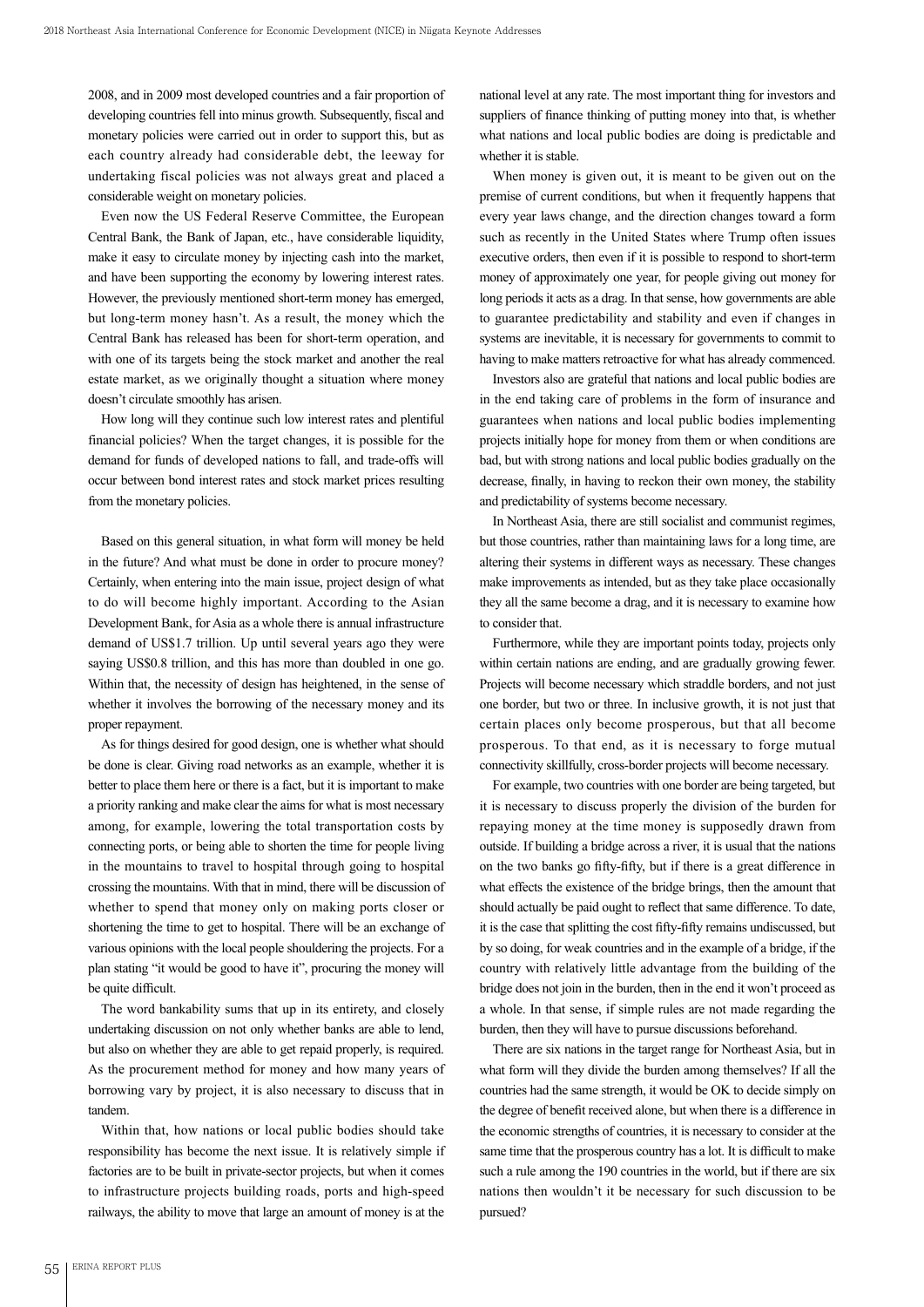2008, and in 2009 most developed countries and a fair proportion of developing countries fell into minus growth. Subsequently, fiscal and monetary policies were carried out in order to support this, but as each country already had considerable debt, the leeway for undertaking fiscal policies was not always great and placed a considerable weight on monetary policies.

Even now the US Federal Reserve Committee, the European Central Bank, the Bank of Japan, etc., have considerable liquidity, make it easy to circulate money by injecting cash into the market, and have been supporting the economy by lowering interest rates. However, the previously mentioned short-term money has emerged, but long-term money hasn't. As a result, the money which the Central Bank has released has been for short-term operation, and with one of its targets being the stock market and another the real estate market, as we originally thought a situation where money doesn't circulate smoothly has arisen.

How long will they continue such low interest rates and plentiful financial policies? When the target changes, it is possible for the demand for funds of developed nations to fall, and trade-offs will occur between bond interest rates and stock market prices resulting from the monetary policies.

Based on this general situation, in what form will money be held in the future? And what must be done in order to procure money? Certainly, when entering into the main issue, project design of what to do will become highly important. According to the Asian Development Bank, for Asia as a whole there is annual infrastructure demand of US$1.7 trillion. Up until several years ago they were saying US$0.8 trillion, and this has more than doubled in one go. Within that, the necessity of design has heightened, in the sense of whether it involves the borrowing of the necessary money and its proper repayment.

As for things desired for good design, one is whether what should be done is clear. Giving road networks as an example, whether it is better to place them here or there is a fact, but it is important to make a priority ranking and make clear the aims for what is most necessary among, for example, lowering the total transportation costs by connecting ports, or being able to shorten the time for people living in the mountains to travel to hospital through going to hospital crossing the mountains. With that in mind, there will be discussion of whether to spend that money only on making ports closer or shortening the time to get to hospital. There will be an exchange of various opinions with the local people shouldering the projects. For a plan stating "it would be good to have it", procuring the money will be quite difficult.

The word bankability sums that up in its entirety, and closely undertaking discussion on not only whether banks are able to lend, but also on whether they are able to get repaid properly, is required. As the procurement method for money and how many years of borrowing vary by project, it is also necessary to discuss that in tandem.

Within that, how nations or local public bodies should take responsibility has become the next issue. It is relatively simple if factories are to be built in private-sector projects, but when it comes to infrastructure projects building roads, ports and high-speed railways, the ability to move that large an amount of money is at the national level at any rate. The most important thing for investors and suppliers of finance thinking of putting money into that, is whether what nations and local public bodies are doing is predictable and whether it is stable.

When money is given out, it is meant to be given out on the premise of current conditions, but when it frequently happens that every year laws change, and the direction changes toward a form such as recently in the United States where Trump often issues executive orders, then even if it is possible to respond to short-term money of approximately one year, for people giving out money for long periods it acts as a drag. In that sense, how governments are able to guarantee predictability and stability and even if changes in systems are inevitable, it is necessary for governments to commit to having to make matters retroactive for what has already commenced.

Investors also are grateful that nations and local public bodies are in the end taking care of problems in the form of insurance and guarantees when nations and local public bodies implementing projects initially hope for money from them or when conditions are bad, but with strong nations and local public bodies gradually on the decrease, finally, in having to reckon their own money, the stability and predictability of systems become necessary.

In Northeast Asia, there are still socialist and communist regimes, but those countries, rather than maintaining laws for a long time, are altering their systems in different ways as necessary. These changes make improvements as intended, but as they take place occasionally they all the same become a drag, and it is necessary to examine how to consider that.

Furthermore, while they are important points today, projects only within certain nations are ending, and are gradually growing fewer. Projects will become necessary which straddle borders, and not just one border, but two or three. In inclusive growth, it is not just that certain places only become prosperous, but that all become prosperous. To that end, as it is necessary to forge mutual connectivity skillfully, cross-border projects will become necessary.

For example, two countries with one border are being targeted, but it is necessary to discuss properly the division of the burden for repaying money at the time money is supposedly drawn from outside. If building a bridge across a river, it is usual that the nations on the two banks go fifty-fifty, but if there is a great difference in what effects the existence of the bridge brings, then the amount that should actually be paid ought to reflect that same difference. To date, it is the case that splitting the cost fifty-fifty remains undiscussed, but by so doing, for weak countries and in the example of a bridge, if the country with relatively little advantage from the building of the bridge does not join in the burden, then in the end it won't proceed as a whole. In that sense, if simple rules are not made regarding the burden, then they will have to pursue discussions beforehand.

There are six nations in the target range for Northeast Asia, but in what form will they divide the burden among themselves? If all the countries had the same strength, it would be OK to decide simply on the degree of benefit received alone, but when there is a difference in the economic strengths of countries, it is necessary to consider at the same time that the prosperous country has a lot. It is difficult to make such a rule among the 190 countries in the world, but if there are six nations then wouldn't it be necessary for such discussion to be pursued?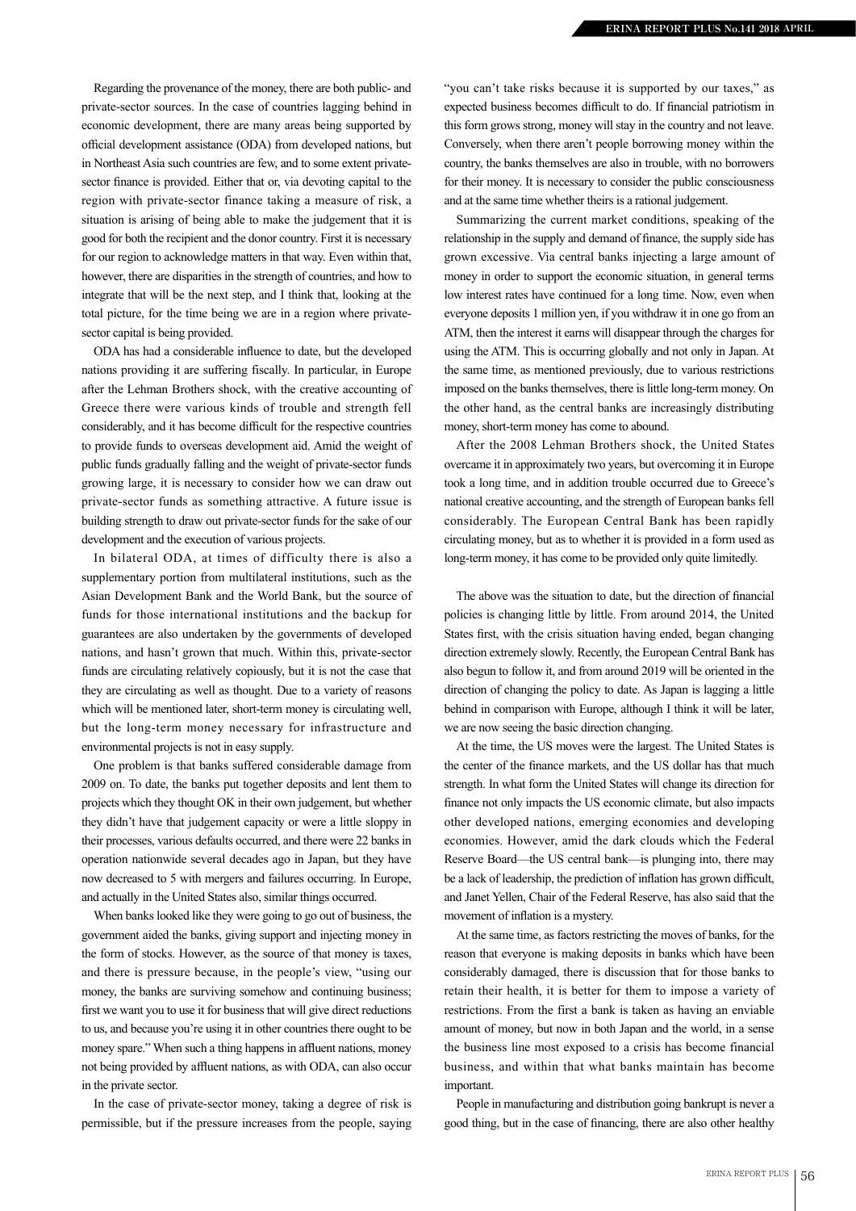Regarding the provenance of the money, there are both public- and private-sector sources. In the case of countries lagging behind in economic development, there are many areas being supported by official development assistance (ODA) from developed nations, but in Northeast Asia such countries are few, and to some extent private-sector finance is provided. Either that or, via devoting capital to the region with private-sector finance taking a measure of risk, a situation is arising of being able to make the judgement that it is good for both the recipient and the donor country. First it is necessary for our region to acknowledge matters in that way. Even within that, however, there are disparities in the strength of countries, and how to integrate that will be the next step, and I think that, looking at the total picture, for the time being we are in a region where private-sector capital is being provided.

ODA has had a considerable influence to date, but the developed nations providing it are suffering fiscally. In particular, in Europe after the Lehman Brothers shock, with the creative accounting of Greece there were various kinds of trouble and strength fell considerably, and it has become difficult for the respective countries to provide funds to overseas development aid. Amid the weight of public funds gradually falling and the weight of private-sector funds growing large, it is necessary to consider how we can draw out private-sector funds as something attractive. A future issue is building strength to draw out private-sector funds for the sake of our development and the execution of various projects.

In bilateral ODA, at times of difficulty there is also a supplementary portion from multilateral institutions, such as the Asian Development Bank and the World Bank, but the source of funds for those international institutions and the backup for guarantees are also undertaken by the governments of developed nations, and hasn't grown that much. Within this, private-sector funds are circulating relatively copiously, but it is not the case that they are circulating as well as thought. Due to a variety of reasons which will be mentioned later, short-term money is circulating well, but the long-term money necessary for infrastructure and environmental projects is not in easy supply.

One problem is that banks suffered considerable damage from 2009 on. To date, the banks put together deposits and lent them to projects which they thought OK in their own judgement, but whether they didn't have that judgement capacity or were a little sloppy in their processes, various defaults occurred, and there were 22 banks in operation nationwide several decades ago in Japan, but they have now decreased to 5 with mergers and failures occurring. In Europe, and actually in the United States also, similar things occurred.

When banks looked like they were going to go out of business, the government aided the banks, giving support and injecting money in the form of stocks. However, as the source of that money is taxes, and there is pressure because, in the people's view, "using our money, the banks are surviving somehow and continuing business; first we want you to use it for business that will give direct reductions to us, and because you're using it in other countries there ought to be money spare." When such a thing happens in affluent nations, money not being provided by affluent nations, as with ODA, can also occur in the private sector.

In the case of private-sector money, taking a degree of risk is permissible, but if the pressure increases from the people, saying "you can't take risks because it is supported by our taxes," as expected business becomes difficult to do. If financial patriotism in this form grows strong, money will stay in the country and not leave. Conversely, when there aren't people borrowing money within the country, the banks themselves are also in trouble, with no borrowers for their money. It is necessary to consider the public consciousness and at the same time whether theirs is a rational judgement.

Summarizing the current market conditions, speaking of the relationship in the supply and demand of finance, the supply side has grown excessive. Via central banks injecting a large amount of money in order to support the economic situation, in general terms low interest rates have continued for a long time. Now, even when everyone deposits 1 million yen, if you withdraw it in one go from an ATM, then the interest it earns will disappear through the charges for using the ATM. This is occurring globally and not only in Japan. At the same time, as mentioned previously, due to various restrictions imposed on the banks themselves, there is little long-term money. On the other hand, as the central banks are increasingly distributing money, short-term money has come to abound.

After the 2008 Lehman Brothers shock, the United States overcame it in approximately two years, but overcoming it in Europe took a long time, and in addition trouble occurred due to Greece's national creative accounting, and the strength of European banks fell considerably. The European Central Bank has been rapidly circulating money, but as to whether it is provided in a form used as long-term money, it has come to be provided only quite limitedly.

The above was the situation to date, but the direction of financial policies is changing little by little. From around 2014, the United States first, with the crisis situation having ended, began changing direction extremely slowly. Recently, the European Central Bank has also begun to follow it, and from around 2019 will be oriented in the direction of changing the policy to date. As Japan is lagging a little behind in comparison with Europe, although I think it will be later, we are now seeing the basic direction changing.

At the time, the US moves were the largest. The United States is the center of the finance markets, and the US dollar has that much strength. In what form the United States will change its direction for finance not only impacts the US economic climate, but also impacts other developed nations, emerging economies and developing economies. However, amid the dark clouds which the Federal Reserve Board—the US central bank—is plunging into, there may be a lack of leadership, the prediction of inflation has grown difficult, and Janet Yellen, Chair of the Federal Reserve, has also said that the movement of inflation is a mystery.

At the same time, as factors restricting the moves of banks, for the reason that everyone is making deposits in banks which have been considerably damaged, there is discussion that for those banks to retain their health, it is better for them to impose a variety of restrictions. From the first a bank is taken as having an enviable amount of money, but now in both Japan and the world, in a sense the business line most exposed to a crisis has become financial business, and within that what banks maintain has become important.

People in manufacturing and distribution going bankrupt is never a good thing, but in the case of financing, there are also other healthy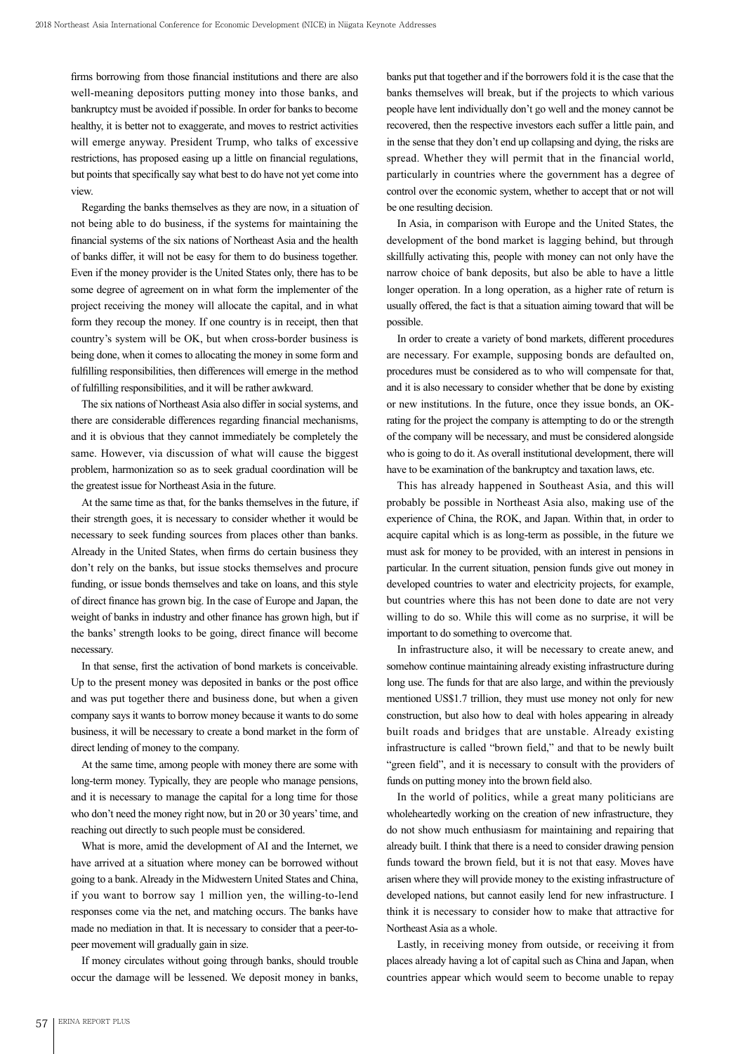firms borrowing from those financial institutions and there are also well-meaning depositors putting money into those banks, and bankruptcy must be avoided if possible. In order for banks to become healthy, it is better not to exaggerate, and moves to restrict activities will emerge anyway. President Trump, who talks of excessive restrictions, has proposed easing up a little on financial regulations, but points that specifically say what best to do have not yet come into view.

Regarding the banks themselves as they are now, in a situation of not being able to do business, if the systems for maintaining the financial systems of the six nations of Northeast Asia and the health of banks differ, it will not be easy for them to do business together. Even if the money provider is the United States only, there has to be some degree of agreement on in what form the implementer of the project receiving the money will allocate the capital, and in what form they recoup the money. If one country is in receipt, then that country's system will be OK, but when cross-border business is being done, when it comes to allocating the money in some form and fulfilling responsibilities, then differences will emerge in the method of fulfilling responsibilities, and it will be rather awkward.

The six nations of Northeast Asia also differ in social systems, and there are considerable differences regarding financial mechanisms, and it is obvious that they cannot immediately be completely the same. However, via discussion of what will cause the biggest problem, harmonization so as to seek gradual coordination will be the greatest issue for Northeast Asia in the future.

At the same time as that, for the banks themselves in the future, if their strength goes, it is necessary to consider whether it would be necessary to seek funding sources from places other than banks. Already in the United States, when firms do certain business they don't rely on the banks, but issue stocks themselves and procure funding, or issue bonds themselves and take on loans, and this style of direct finance has grown big. In the case of Europe and Japan, the weight of banks in industry and other finance has grown high, but if the banks' strength looks to be going, direct finance will become necessary.

In that sense, first the activation of bond markets is conceivable. Up to the present money was deposited in banks or the post office and was put together there and business done, but when a given company says it wants to borrow money because it wants to do some business, it will be necessary to create a bond market in the form of direct lending of money to the company.

At the same time, among people with money there are some with long-term money. Typically, they are people who manage pensions, and it is necessary to manage the capital for a long time for those who don't need the money right now, but in 20 or 30 years' time, and reaching out directly to such people must be considered.

What is more, amid the development of AI and the Internet, we have arrived at a situation where money can be borrowed without going to a bank. Already in the Midwestern United States and China, if you want to borrow say 1 million yen, the willing-to-lend responses come via the net, and matching occurs. The banks have made no mediation in that. It is necessary to consider that a peer-to-peer movement will gradually gain in size.

If money circulates without going through banks, should trouble occur the damage will be lessened. We deposit money in banks, banks put that together and if the borrowers fold it is the case that the banks themselves will break, but if the projects to which various people have lent individually don't go well and the money cannot be recovered, then the respective investors each suffer a little pain, and in the sense that they don't end up collapsing and dying, the risks are spread. Whether they will permit that in the financial world, particularly in countries where the government has a degree of control over the economic system, whether to accept that or not will be one resulting decision.

In Asia, in comparison with Europe and the United States, the development of the bond market is lagging behind, but through skillfully activating this, people with money can not only have the narrow choice of bank deposits, but also be able to have a little longer operation. In a long operation, as a higher rate of return is usually offered, the fact is that a situation aiming toward that will be possible.

In order to create a variety of bond markets, different procedures are necessary. For example, supposing bonds are defaulted on, procedures must be considered as to who will compensate for that, and it is also necessary to consider whether that be done by existing or new institutions. In the future, once they issue bonds, an OK-rating for the project the company is attempting to do or the strength of the company will be necessary, and must be considered alongside who is going to do it. As overall institutional development, there will have to be examination of the bankruptcy and taxation laws, etc.

This has already happened in Southeast Asia, and this will probably be possible in Northeast Asia also, making use of the experience of China, the ROK, and Japan. Within that, in order to acquire capital which is as long-term as possible, in the future we must ask for money to be provided, with an interest in pensions in particular. In the current situation, pension funds give out money in developed countries to water and electricity projects, for example, but countries where this has not been done to date are not very willing to do so. While this will come as no surprise, it will be important to do something to overcome that.

In infrastructure also, it will be necessary to create anew, and somehow continue maintaining already existing infrastructure during long use. The funds for that are also large, and within the previously mentioned US$1.7 trillion, they must use money not only for new construction, but also how to deal with holes appearing in already built roads and bridges that are unstable. Already existing infrastructure is called "brown field," and that to be newly built "green field", and it is necessary to consult with the providers of funds on putting money into the brown field also.

In the world of politics, while a great many politicians are wholeheartedly working on the creation of new infrastructure, they do not show much enthusiasm for maintaining and repairing that already built. I think that there is a need to consider drawing pension funds toward the brown field, but it is not that easy. Moves have arisen where they will provide money to the existing infrastructure of developed nations, but cannot easily lend for new infrastructure. I think it is necessary to consider how to make that attractive for Northeast Asia as a whole.

Lastly, in receiving money from outside, or receiving it from places already having a lot of capital such as China and Japan, when countries appear which would seem to become unable to repay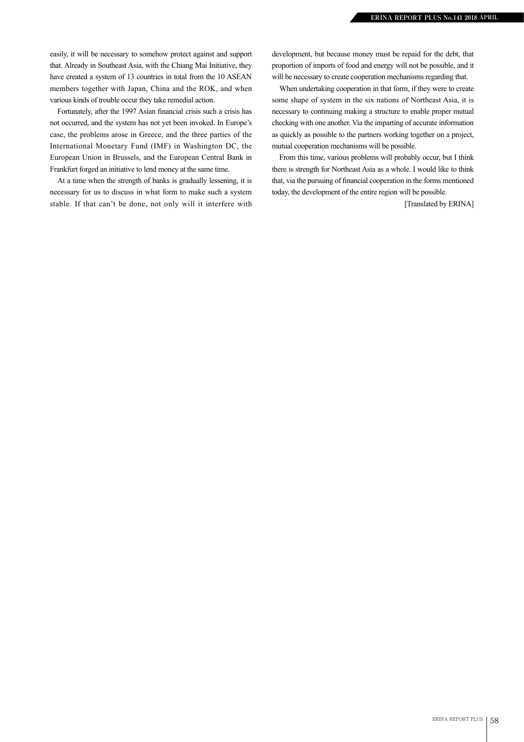easily, it will be necessary to somehow protect against and support that. Already in Southeast Asia, with the Chiang Mai Initiative, they have created a system of 13 countries in total from the 10 ASEAN members together with Japan, China and the ROK, and when various kinds of trouble occur they take remedial action.

Fortunately, after the 1997 Asian financial crisis such a crisis has not occurred, and the system has not yet been invoked. In Europe's case, the problems arose in Greece, and the three parties of the International Monetary Fund (IMF) in Washington DC, the European Union in Brussels, and the European Central Bank in Frankfurt forged an initiative to lend money at the same time.

At a time when the strength of banks is gradually lessening, it is necessary for us to discuss in what form to make such a system stable. If that can't be done, not only will it interfere with development, but because money must be repaid for the debt, that proportion of imports of food and energy will not be possible, and it will be necessary to create cooperation mechanisms regarding that.

When undertaking cooperation in that form, if they were to create some shape of system in the six nations of Northeast Asia, it is necessary to continuing making a structure to enable proper mutual checking with one another. Via the imparting of accurate information as quickly as possible to the partners working together on a project, mutual cooperation mechanisms will be possible.

From this time, various problems will probably occur, but I think there is strength for Northeast Asia as a whole. I would like to think that, via the pursuing of financial cooperation in the forms mentioned today, the development of the entire region will be possible.

[Translated by ERINA]